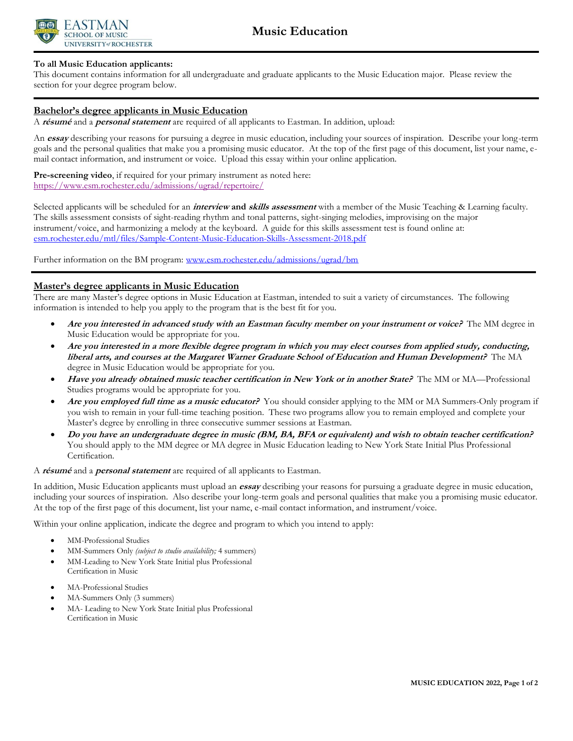# Music Education

**To all Music Education applicants:**
This document contains information for all undergraduate and graduate applicants to the Music Education major. Please review the section for your degree program below.

## Bachelor's degree applicants in Music Education

A ***résumé*** and a ***personal statement*** are required of all applicants to Eastman. In addition, upload:

An ***essay*** describing your reasons for pursuing a degree in music education, including your sources of inspiration. Describe your long-term goals and the personal qualities that make you a promising music educator. At the top of the first page of this document, list your name, e-mail contact information, and instrument or voice. Upload this essay within your online application.

**Pre-screening video**, if required for your primary instrument as noted here:
https://www.esm.rochester.edu/admissions/ugrad/repertoire/

Selected applicants will be scheduled for an ***interview* and *skills assessment*** with a member of the Music Teaching & Learning faculty. The skills assessment consists of sight-reading rhythm and tonal patterns, sight-singing melodies, improvising on the major instrument/voice, and harmonizing a melody at the keyboard. A guide for this skills assessment test is found online at: esm.rochester.edu/mtl/files/Sample-Content-Music-Education-Skills-Assessment-2018.pdf

Further information on the BM program: www.esm.rochester.edu/admissions/ugrad/bm

## Master's degree applicants in Music Education

There are many Master's degree options in Music Education at Eastman, intended to suit a variety of circumstances. The following information is intended to help you apply to the program that is the best fit for you.

- ***Are you interested in advanced study with an Eastman faculty member on your instrument or voice?*** The MM degree in Music Education would be appropriate for you.
- ***Are you interested in a more flexible degree program in which you may elect courses from applied study, conducting, liberal arts, and courses at the Margaret Warner Graduate School of Education and Human Development?*** The MA degree in Music Education would be appropriate for you.
- ***Have you already obtained music teacher certification in New York or in another State?*** The MM or MA—Professional Studies programs would be appropriate for you.
- ***Are you employed full time as a music educator?*** You should consider applying to the MM or MA Summers-Only program if you wish to remain in your full-time teaching position. These two programs allow you to remain employed and complete your Master's degree by enrolling in three consecutive summer sessions at Eastman.
- ***Do you have an undergraduate degree in music (BM, BA, BFA or equivalent) and wish to obtain teacher certification?*** You should apply to the MM degree or MA degree in Music Education leading to New York State Initial Plus Professional Certification.

A ***résumé*** and a ***personal statement*** are required of all applicants to Eastman.

In addition, Music Education applicants must upload an ***essay*** describing your reasons for pursuing a graduate degree in music education, including your sources of inspiration. Also describe your long-term goals and personal qualities that make you a promising music educator. At the top of the first page of this document, list your name, e-mail contact information, and instrument/voice.

Within your online application, indicate the degree and program to which you intend to apply:

- MM-Professional Studies
- MM-Summers Only *(subject to studio availability;* 4 summers)
- MM-Leading to New York State Initial plus Professional Certification in Music
- MA-Professional Studies
- MA-Summers Only (3 summers)
- MA- Leading to New York State Initial plus Professional Certification in Music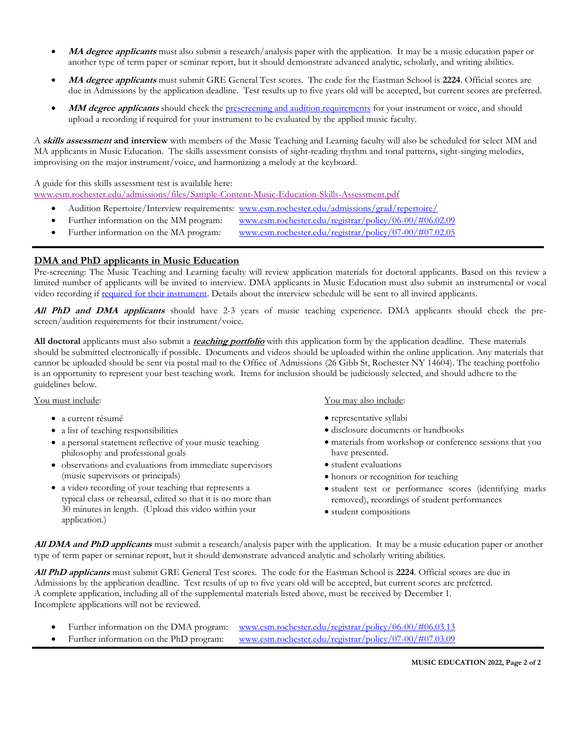- ***MA degree applicants*** must also submit a research/analysis paper with the application. It may be a music education paper or another type of term paper or seminar report, but it should demonstrate advanced analytic, scholarly, and writing abilities.
- ***MA degree applicants*** must submit GRE General Test scores. The code for the Eastman School is **2224**. Official scores are due in Admissions by the application deadline. Test results up to five years old will be accepted, but current scores are preferred.
- ***MM degree applicants*** should check the prescreening and audition requirements for your instrument or voice, and should upload a recording if required for your instrument to be evaluated by the applied music faculty.

A ***skills assessment*** **and interview** with members of the Music Teaching and Learning faculty will also be scheduled for select MM and MA applicants in Music Education. The skills assessment consists of sight-reading rhythm and tonal patterns, sight-singing melodies, improvising on the major instrument/voice, and harmonizing a melody at the keyboard.

A guide for this skills assessment test is available here:
www.esm.rochester.edu/admissions/files/Sample-Content-Music-Education-Skills-Assessment.pdf

- Audition Repertoire/Interview requirements: www.esm.rochester.edu/admissions/grad/repertoire/
- Further information on the MM program: www.esm.rochester.edu/registrar/policy/06-00/#06.02.09
- Further information on the MA program: www.esm.rochester.edu/registrar/policy/07-00/#07.02.05

## DMA and PhD applicants in Music Education

Pre-screening: The Music Teaching and Learning faculty will review application materials for doctoral applicants. Based on this review a limited number of applicants will be invited to interview. DMA applicants in Music Education must also submit an instrumental or vocal video recording if required for their instrument. Details about the interview schedule will be sent to all invited applicants.

***All PhD and DMA applicants*** should have 2-3 years of music teaching experience. DMA applicants should check the pre-screen/audition requirements for their instrument/voice.

**All doctoral** applicants must also submit a ***teaching portfolio*** with this application form by the application deadline. These materials should be submitted electronically if possible. Documents and videos should be uploaded within the online application. Any materials that cannot be uploaded should be sent via postal mail to the Office of Admissions (26 Gibb St, Rochester NY 14604). The teaching portfolio is an opportunity to represent your best teaching work. Items for inclusion should be judiciously selected, and should adhere to the guidelines below.

You must include:

- a current résumé
- a list of teaching responsibilities
- a personal statement reflective of your music teaching philosophy and professional goals
- observations and evaluations from immediate supervisors (music supervisors or principals)
- a video recording of your teaching that represents a typical class or rehearsal, edited so that it is no more than 30 minutes in length. (Upload this video within your application.)

You may also include:

- representative syllabi
- disclosure documents or handbooks
- materials from workshop or conference sessions that you have presented.
- student evaluations
- honors or recognition for teaching
- student test or performance scores (identifying marks removed), recordings of student performances
- student compositions

***All DMA and PhD applicants*** must submit a research/analysis paper with the application. It may be a music education paper or another type of term paper or seminar report, but it should demonstrate advanced analytic and scholarly writing abilities.

***All PhD applicants*** must submit GRE General Test scores. The code for the Eastman School is **2224**. Official scores are due in Admissions by the application deadline. Test results of up to five years old will be accepted, but current scores are preferred.
A complete application, including all of the supplemental materials listed above, must be received by December 1.
Incomplete applications will not be reviewed.

- Further information on the DMA program: www.esm.rochester.edu/registrar/policy/06-00/#06.03.13
- Further information on the PhD program: www.esm.rochester.edu/registrar/policy/07-00/#07.03.09